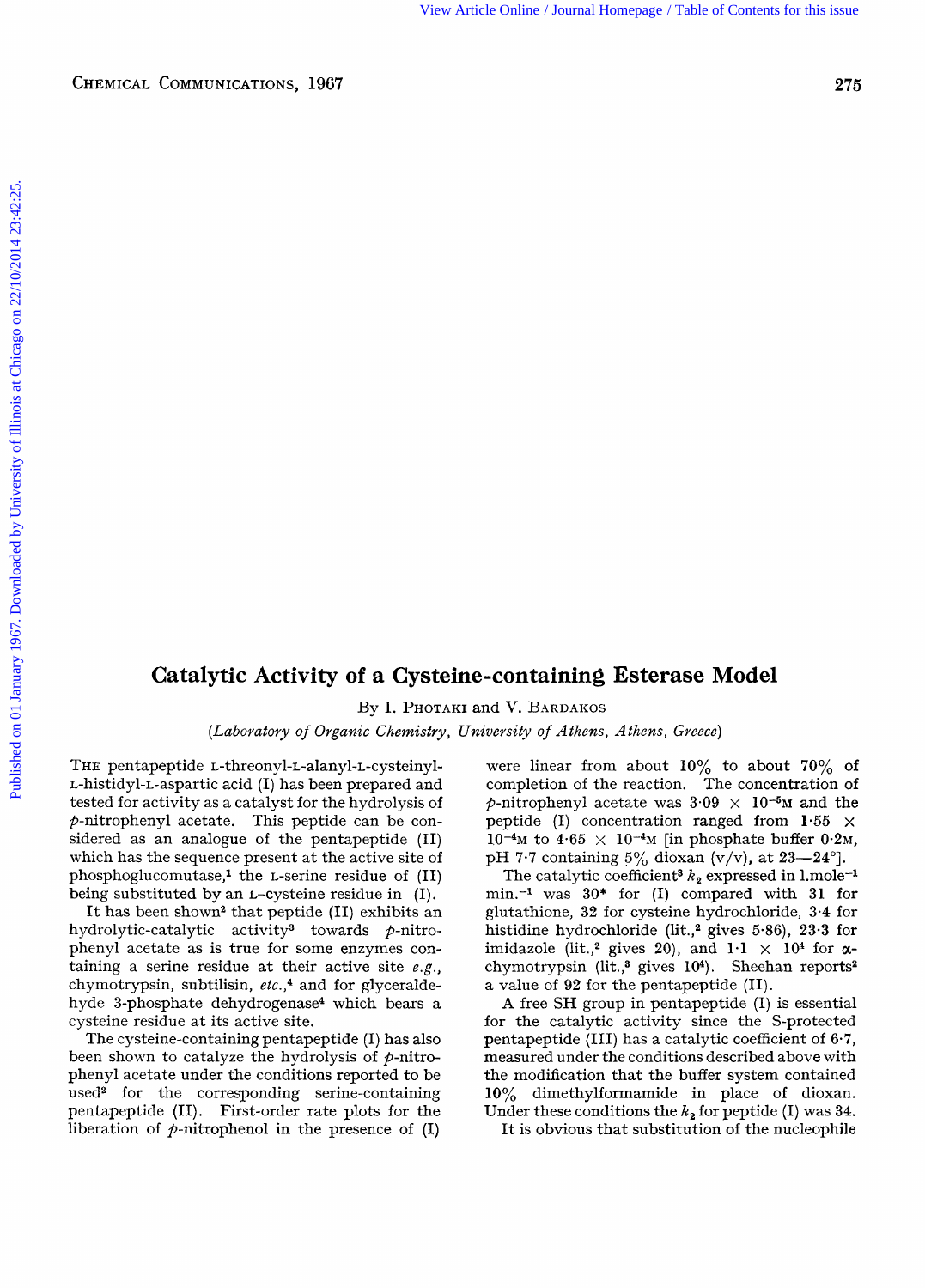# Catalytic Activity of a Cysteine-containing Esterase Model

By I. Photaki and V. Bardakos

*(Laboratory of Organic Chemistry, University of Athens, Athens, Greece)*

The pentapeptide L-threonyl-L-alanyl-L-cysteinyl-L-histidyl-L-aspartic acid (I) has been prepared and tested for activity as a catalyst for the hydrolysis of *p*-nitrophenyl acetate. This peptide can be considered as an analogue of the pentapeptide (II) which has the sequence present at the active site of phosphoglucomutase,[1] the L-serine residue of (II) being substituted by an L-cysteine residue in (I).

It has been shown[2] that peptide (II) exhibits an hydrolytic-catalytic activity[3] towards *p*-nitrophenyl acetate as is true for some enzymes containing a serine residue at their active site *e.g.*, chymotrypsin, subtilisin, *etc.*,[4] and for glyceraldehyde 3-phosphate dehydrogenase[4] which bears a cysteine residue at its active site.

The cysteine-containing pentapeptide (I) has also been shown to catalyze the hydrolysis of *p*-nitrophenyl acetate under the conditions reported to be used[2] for the corresponding serine-containing pentapeptide (II). First-order rate plots for the liberation of *p*-nitrophenol in the presence of (I) were linear from about 10% to about 70% of completion of the reaction. The concentration of *p*-nitrophenyl acetate was $3 \cdot 09 \times 10^{-5}$M and the peptide (I) concentration ranged from $1 \cdot 55 \times 10^{-4}$M to $4 \cdot 65 \times 10^{-4}$M [in phosphate buffer 0·2M, pH 7·7 containing 5% dioxan (v/v), at 23—24°].

The catalytic coefficient[3] $k_2$ expressed in l.mole$^{-1}$ min.$^{-1}$ was 30* for (I) compared with 31 for glutathione, 32 for cysteine hydrochloride, 3·4 for histidine hydrochloride (lit.,[2] gives 5·86), 23·3 for imidazole (lit.,[2] gives 20), and $1 \cdot 1 \times 10^{4}$ for α-chymotrypsin (lit.,[3] gives $10^{4}$). Sheehan reports[2] a value of 92 for the pentapeptide (II).

A free SH group in pentapeptide (I) is essential for the catalytic activity since the S-protected pentapeptide (III) has a catalytic coefficient of 6·7, measured under the conditions described above with the modification that the buffer system contained 10% dimethylformamide in place of dioxan. Under these conditions the $k_2$ for peptide (I) was 34.

It is obvious that substitution of the nucleophile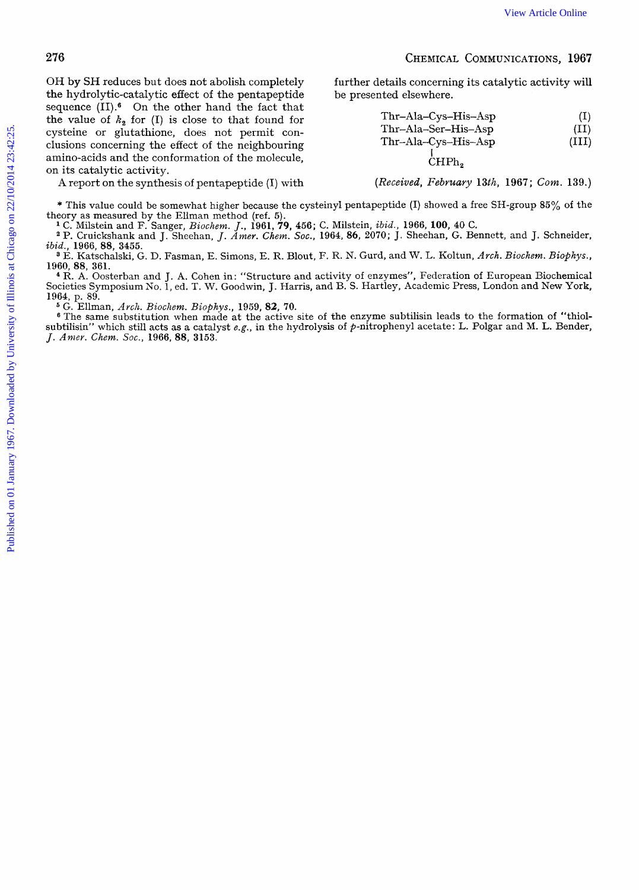OH by SH reduces but does not abolish completely the hydrolytic-catalytic effect of the pentapeptide sequence (II).[6] On the other hand the fact that the value of $k_2$ for (I) is close to that found for cysteine or glutathione, does not permit conclusions concerning the effect of the neighbouring amino-acids and the conformation of the molecule, on its catalytic activity.

A report on the synthesis of pentapeptide (I) with further details concerning its catalytic activity will be presented elsewhere.

Thr–Ala–Cys–His–Asp (I)

Thr–Ala–Ser–His–Asp (II)

Thr–Ala–Cys(CHPh$_2$)–His–Asp (III)

(*Received, February* 13*th*, 1967; *Com.* 139.)

\* This value could be somewhat higher because the cysteinyl pentapeptide (I) showed a free SH-group 85% of the theory as measured by the Ellman method (ref. 5).

[1] C. Milstein and F. Sanger, *Biochem. J.*, 1961, **79**, 456; C. Milstein, *ibid.*, 1966, **100**, 40 C.

[2] P. Cruickshank and J. Sheehan, *J. Amer. Chem. Soc.*, 1964, **86**, 2070; J. Sheehan, G. Bennett, and J. Schneider, *ibid.*, 1966, **88**, 3455.

[3] E. Katschalski, G. D. Fasman, E. Simons, E. R. Blout, F. R. N. Gurd, and W. L. Koltun, *Arch. Biochem. Biophys.*, 1960, **88**, 361.

[4] R. A. Oosterban and J. A. Cohen in: "Structure and activity of enzymes", Federation of European Biochemical Societies Symposium No. 1, ed. T. W. Goodwin, J. Harris, and B. S. Hartley, Academic Press, London and New York, 1964, p. 89.

[5] G. Ellman, *Arch. Biochem. Biophys.*, 1959, **82**, 70.

[6] The same substitution when made at the active site of the enzyme subtilisin leads to the formation of "thiol-subtilisin" which still acts as a catalyst *e.g.*, in the hydrolysis of *p*-nitrophenyl acetate: L. Polgar and M. L. Bender, *J. Amer. Chem. Soc.*, 1966, **88**, 3153.